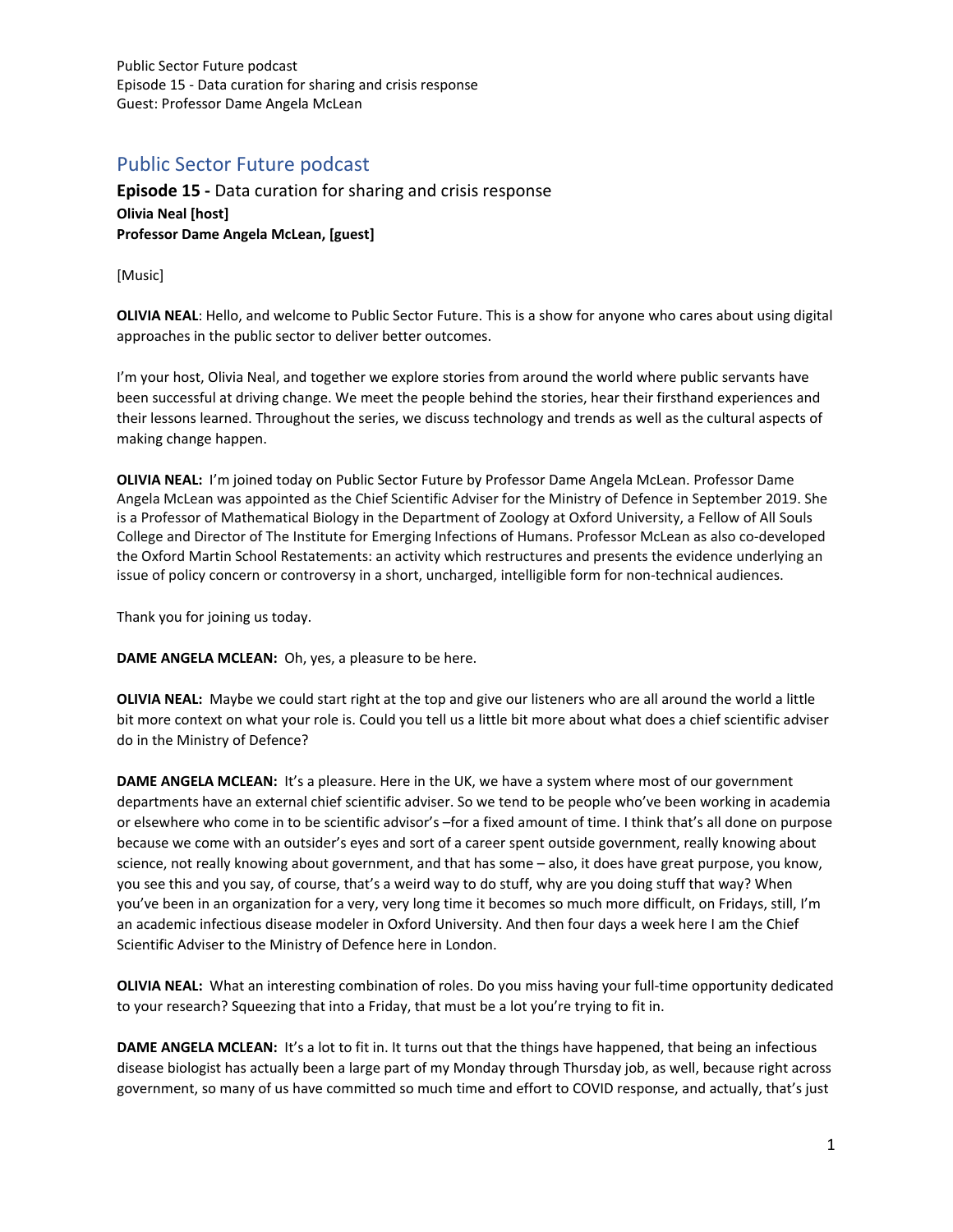## Public Sector Future podcast

**Episode 15 -** Data curation for sharing and crisis response
**Olivia Neal [host]**
**Professor Dame Angela McLean, [guest]**

[Music]

**OLIVIA NEAL**: Hello, and welcome to Public Sector Future. This is a show for anyone who cares about using digital approaches in the public sector to deliver better outcomes.

I'm your host, Olivia Neal, and together we explore stories from around the world where public servants have been successful at driving change. We meet the people behind the stories, hear their firsthand experiences and their lessons learned. Throughout the series, we discuss technology and trends as well as the cultural aspects of making change happen.

**OLIVIA NEAL:** I'm joined today on Public Sector Future by Professor Dame Angela McLean. Professor Dame Angela McLean was appointed as the Chief Scientific Adviser for the Ministry of Defence in September 2019. She is a Professor of Mathematical Biology in the Department of Zoology at Oxford University, a Fellow of All Souls College and Director of The Institute for Emerging Infections of Humans. Professor McLean as also co-developed the Oxford Martin School Restatements: an activity which restructures and presents the evidence underlying an issue of policy concern or controversy in a short, uncharged, intelligible form for non-technical audiences.

Thank you for joining us today.

**DAME ANGELA MCLEAN:** Oh, yes, a pleasure to be here.

**OLIVIA NEAL:** Maybe we could start right at the top and give our listeners who are all around the world a little bit more context on what your role is. Could you tell us a little bit more about what does a chief scientific adviser do in the Ministry of Defence?

**DAME ANGELA MCLEAN:** It's a pleasure. Here in the UK, we have a system where most of our government departments have an external chief scientific adviser. So we tend to be people who've been working in academia or elsewhere who come in to be scientific advisor's –for a fixed amount of time. I think that's all done on purpose because we come with an outsider's eyes and sort of a career spent outside government, really knowing about science, not really knowing about government, and that has some – also, it does have great purpose, you know, you see this and you say, of course, that's a weird way to do stuff, why are you doing stuff that way? When you've been in an organization for a very, very long time it becomes so much more difficult, on Fridays, still, I'm an academic infectious disease modeler in Oxford University. And then four days a week here I am the Chief Scientific Adviser to the Ministry of Defence here in London.

**OLIVIA NEAL:** What an interesting combination of roles. Do you miss having your full-time opportunity dedicated to your research? Squeezing that into a Friday, that must be a lot you're trying to fit in.

**DAME ANGELA MCLEAN:** It's a lot to fit in. It turns out that the things have happened, that being an infectious disease biologist has actually been a large part of my Monday through Thursday job, as well, because right across government, so many of us have committed so much time and effort to COVID response, and actually, that's just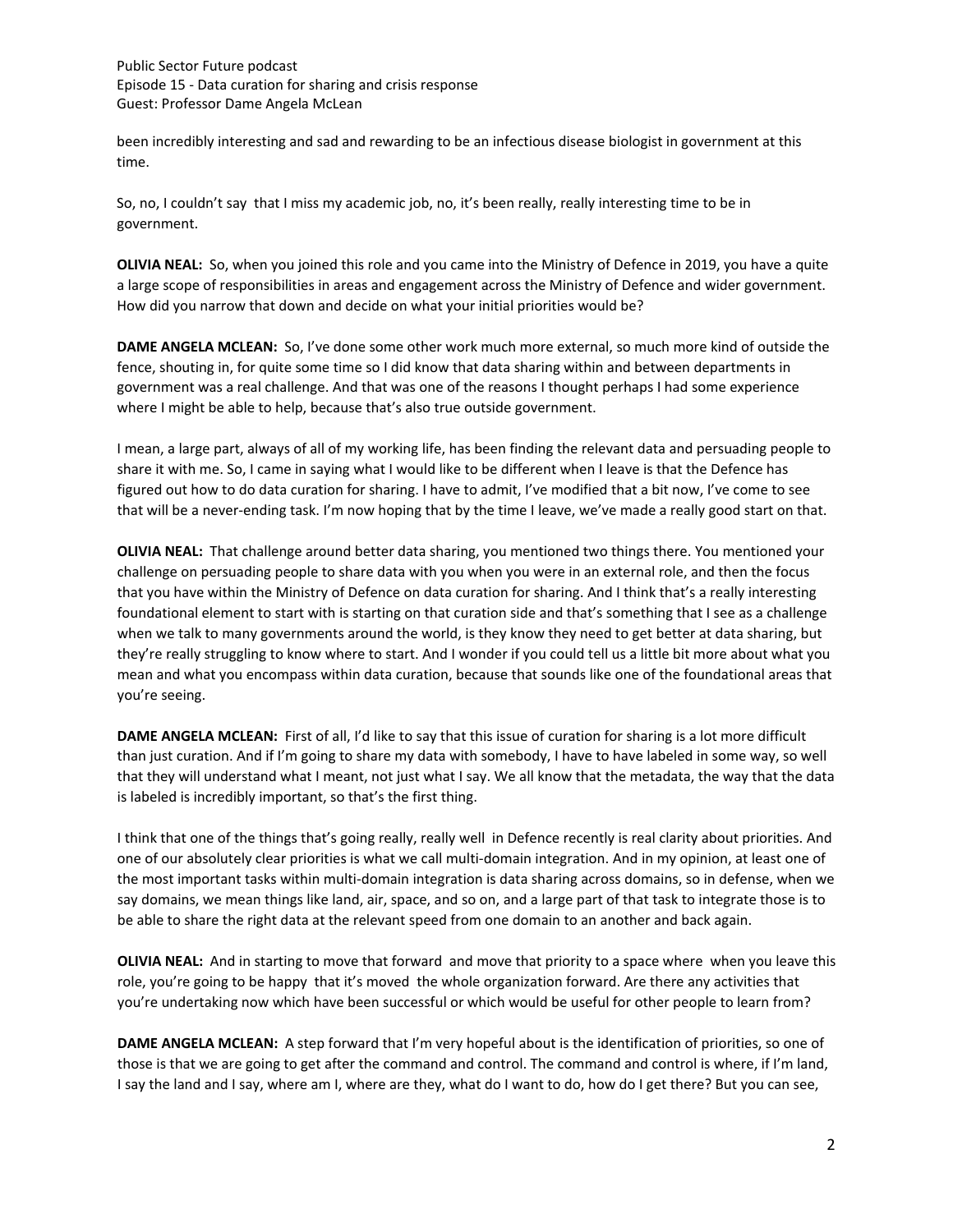been incredibly interesting and sad and rewarding to be an infectious disease biologist in government at this time.

So, no, I couldn't say that I miss my academic job, no, it's been really, really interesting time to be in government.

**OLIVIA NEAL:** So, when you joined this role and you came into the Ministry of Defence in 2019, you have a quite a large scope of responsibilities in areas and engagement across the Ministry of Defence and wider government. How did you narrow that down and decide on what your initial priorities would be?

**DAME ANGELA MCLEAN:** So, I've done some other work much more external, so much more kind of outside the fence, shouting in, for quite some time so I did know that data sharing within and between departments in government was a real challenge. And that was one of the reasons I thought perhaps I had some experience where I might be able to help, because that's also true outside government.

I mean, a large part, always of all of my working life, has been finding the relevant data and persuading people to share it with me. So, I came in saying what I would like to be different when I leave is that the Defence has figured out how to do data curation for sharing. I have to admit, I've modified that a bit now, I've come to see that will be a never-ending task. I'm now hoping that by the time I leave, we've made a really good start on that.

**OLIVIA NEAL:** That challenge around better data sharing, you mentioned two things there. You mentioned your challenge on persuading people to share data with you when you were in an external role, and then the focus that you have within the Ministry of Defence on data curation for sharing. And I think that's a really interesting foundational element to start with is starting on that curation side and that's something that I see as a challenge when we talk to many governments around the world, is they know they need to get better at data sharing, but they're really struggling to know where to start. And I wonder if you could tell us a little bit more about what you mean and what you encompass within data curation, because that sounds like one of the foundational areas that you're seeing.

**DAME ANGELA MCLEAN:** First of all, I'd like to say that this issue of curation for sharing is a lot more difficult than just curation. And if I'm going to share my data with somebody, I have to have labeled in some way, so well that they will understand what I meant, not just what I say. We all know that the metadata, the way that the data is labeled is incredibly important, so that's the first thing.

I think that one of the things that's going really, really well in Defence recently is real clarity about priorities. And one of our absolutely clear priorities is what we call multi-domain integration. And in my opinion, at least one of the most important tasks within multi-domain integration is data sharing across domains, so in defense, when we say domains, we mean things like land, air, space, and so on, and a large part of that task to integrate those is to be able to share the right data at the relevant speed from one domain to an another and back again.

**OLIVIA NEAL:** And in starting to move that forward and move that priority to a space where when you leave this role, you're going to be happy that it's moved the whole organization forward. Are there any activities that you're undertaking now which have been successful or which would be useful for other people to learn from?

**DAME ANGELA MCLEAN:** A step forward that I'm very hopeful about is the identification of priorities, so one of those is that we are going to get after the command and control. The command and control is where, if I'm land, I say the land and I say, where am I, where are they, what do I want to do, how do I get there? But you can see,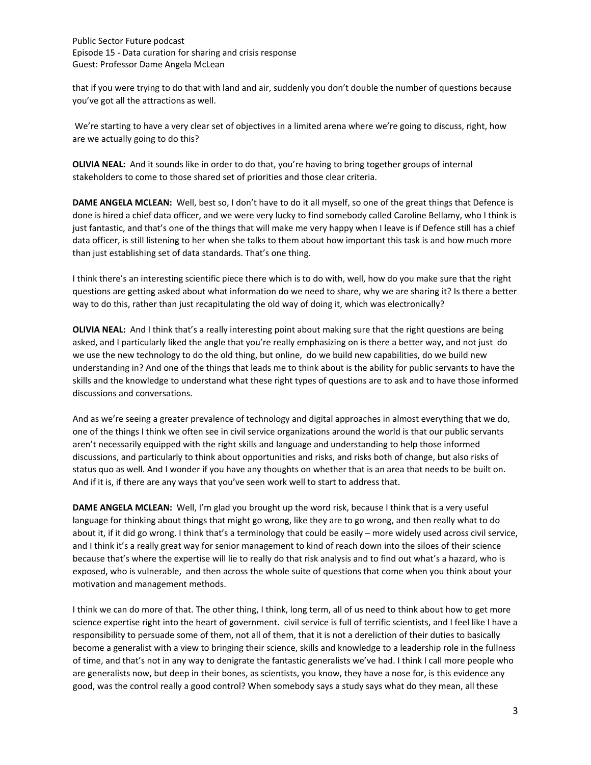that if you were trying to do that with land and air, suddenly you don't double the number of questions because you've got all the attractions as well.

We're starting to have a very clear set of objectives in a limited arena where we're going to discuss, right, how are we actually going to do this?

**OLIVIA NEAL:** And it sounds like in order to do that, you're having to bring together groups of internal stakeholders to come to those shared set of priorities and those clear criteria.

**DAME ANGELA MCLEAN:** Well, best so, I don't have to do it all myself, so one of the great things that Defence is done is hired a chief data officer, and we were very lucky to find somebody called Caroline Bellamy, who I think is just fantastic, and that's one of the things that will make me very happy when I leave is if Defence still has a chief data officer, is still listening to her when she talks to them about how important this task is and how much more than just establishing set of data standards. That's one thing.

I think there's an interesting scientific piece there which is to do with, well, how do you make sure that the right questions are getting asked about what information do we need to share, why we are sharing it? Is there a better way to do this, rather than just recapitulating the old way of doing it, which was electronically?

**OLIVIA NEAL:** And I think that's a really interesting point about making sure that the right questions are being asked, and I particularly liked the angle that you're really emphasizing on is there a better way, and not just do we use the new technology to do the old thing, but online, do we build new capabilities, do we build new understanding in? And one of the things that leads me to think about is the ability for public servants to have the skills and the knowledge to understand what these right types of questions are to ask and to have those informed discussions and conversations.

And as we're seeing a greater prevalence of technology and digital approaches in almost everything that we do, one of the things I think we often see in civil service organizations around the world is that our public servants aren't necessarily equipped with the right skills and language and understanding to help those informed discussions, and particularly to think about opportunities and risks, and risks both of change, but also risks of status quo as well. And I wonder if you have any thoughts on whether that is an area that needs to be built on. And if it is, if there are any ways that you've seen work well to start to address that.

**DAME ANGELA MCLEAN:** Well, I'm glad you brought up the word risk, because I think that is a very useful language for thinking about things that might go wrong, like they are to go wrong, and then really what to do about it, if it did go wrong. I think that's a terminology that could be easily – more widely used across civil service, and I think it's a really great way for senior management to kind of reach down into the siloes of their science because that's where the expertise will lie to really do that risk analysis and to find out what's a hazard, who is exposed, who is vulnerable, and then across the whole suite of questions that come when you think about your motivation and management methods.

I think we can do more of that. The other thing, I think, long term, all of us need to think about how to get more science expertise right into the heart of government. civil service is full of terrific scientists, and I feel like I have a responsibility to persuade some of them, not all of them, that it is not a dereliction of their duties to basically become a generalist with a view to bringing their science, skills and knowledge to a leadership role in the fullness of time, and that's not in any way to denigrate the fantastic generalists we've had. I think I call more people who are generalists now, but deep in their bones, as scientists, you know, they have a nose for, is this evidence any good, was the control really a good control? When somebody says a study says what do they mean, all these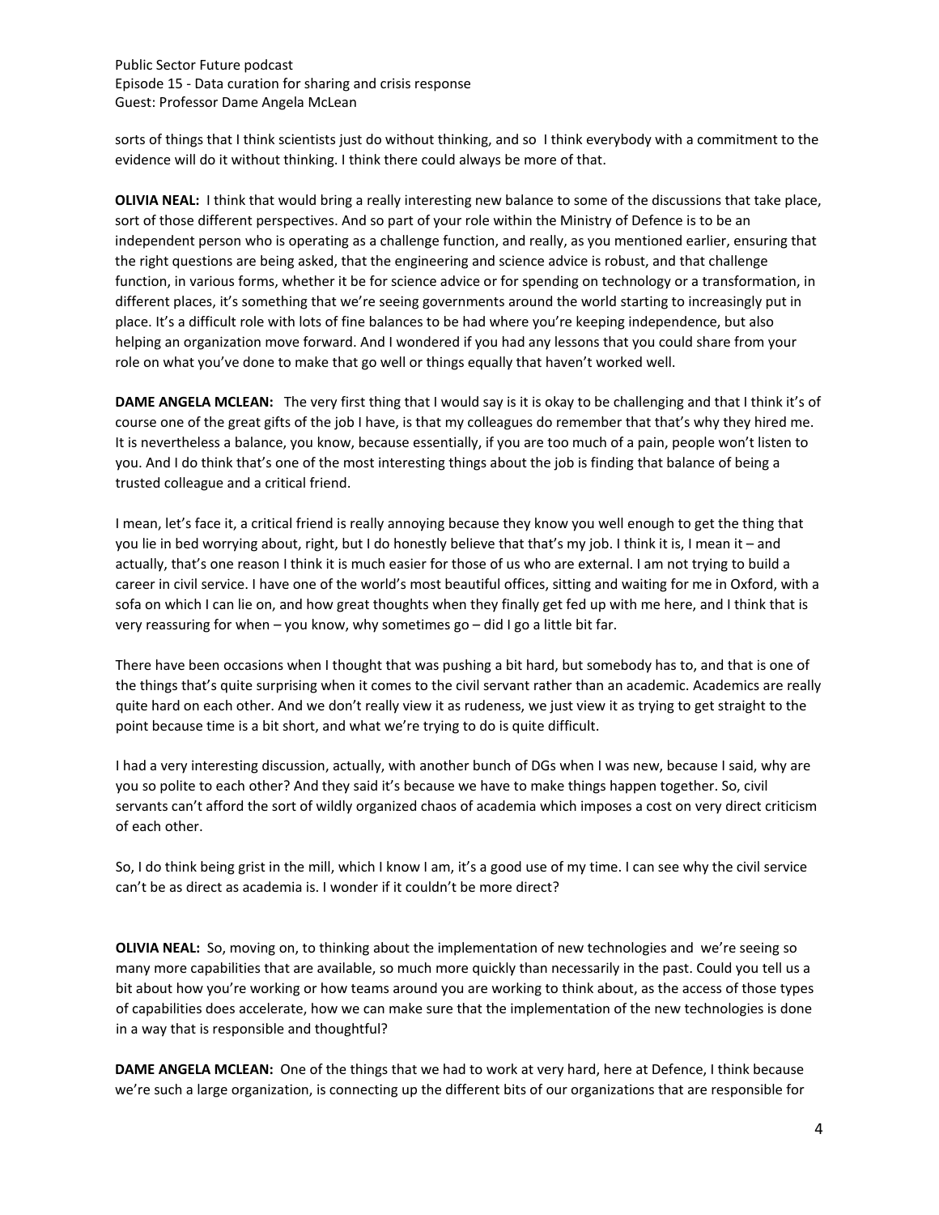sorts of things that I think scientists just do without thinking, and so I think everybody with a commitment to the evidence will do it without thinking. I think there could always be more of that.

**OLIVIA NEAL:** I think that would bring a really interesting new balance to some of the discussions that take place, sort of those different perspectives. And so part of your role within the Ministry of Defence is to be an independent person who is operating as a challenge function, and really, as you mentioned earlier, ensuring that the right questions are being asked, that the engineering and science advice is robust, and that challenge function, in various forms, whether it be for science advice or for spending on technology or a transformation, in different places, it's something that we're seeing governments around the world starting to increasingly put in place. It's a difficult role with lots of fine balances to be had where you're keeping independence, but also helping an organization move forward. And I wondered if you had any lessons that you could share from your role on what you've done to make that go well or things equally that haven't worked well.

**DAME ANGELA MCLEAN:** The very first thing that I would say is it is okay to be challenging and that I think it's of course one of the great gifts of the job I have, is that my colleagues do remember that that's why they hired me. It is nevertheless a balance, you know, because essentially, if you are too much of a pain, people won't listen to you. And I do think that's one of the most interesting things about the job is finding that balance of being a trusted colleague and a critical friend.

I mean, let's face it, a critical friend is really annoying because they know you well enough to get the thing that you lie in bed worrying about, right, but I do honestly believe that that's my job. I think it is, I mean it – and actually, that's one reason I think it is much easier for those of us who are external. I am not trying to build a career in civil service. I have one of the world's most beautiful offices, sitting and waiting for me in Oxford, with a sofa on which I can lie on, and how great thoughts when they finally get fed up with me here, and I think that is very reassuring for when – you know, why sometimes go – did I go a little bit far.

There have been occasions when I thought that was pushing a bit hard, but somebody has to, and that is one of the things that's quite surprising when it comes to the civil servant rather than an academic. Academics are really quite hard on each other. And we don't really view it as rudeness, we just view it as trying to get straight to the point because time is a bit short, and what we're trying to do is quite difficult.

I had a very interesting discussion, actually, with another bunch of DGs when I was new, because I said, why are you so polite to each other? And they said it's because we have to make things happen together. So, civil servants can't afford the sort of wildly organized chaos of academia which imposes a cost on very direct criticism of each other.

So, I do think being grist in the mill, which I know I am, it's a good use of my time. I can see why the civil service can't be as direct as academia is. I wonder if it couldn't be more direct?

**OLIVIA NEAL:** So, moving on, to thinking about the implementation of new technologies and we're seeing so many more capabilities that are available, so much more quickly than necessarily in the past. Could you tell us a bit about how you're working or how teams around you are working to think about, as the access of those types of capabilities does accelerate, how we can make sure that the implementation of the new technologies is done in a way that is responsible and thoughtful?

**DAME ANGELA MCLEAN:** One of the things that we had to work at very hard, here at Defence, I think because we're such a large organization, is connecting up the different bits of our organizations that are responsible for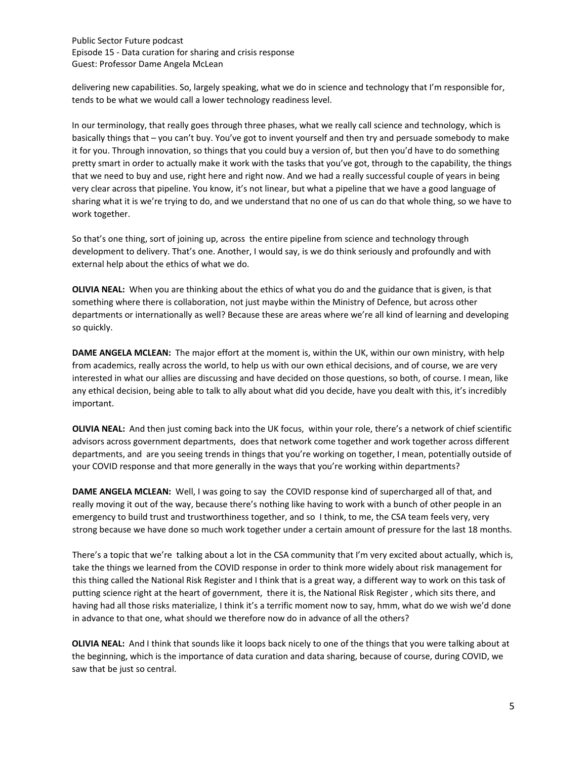delivering new capabilities. So, largely speaking, what we do in science and technology that I'm responsible for, tends to be what we would call a lower technology readiness level.

In our terminology, that really goes through three phases, what we really call science and technology, which is basically things that – you can't buy. You've got to invent yourself and then try and persuade somebody to make it for you. Through innovation, so things that you could buy a version of, but then you'd have to do something pretty smart in order to actually make it work with the tasks that you've got, through to the capability, the things that we need to buy and use, right here and right now. And we had a really successful couple of years in being very clear across that pipeline. You know, it's not linear, but what a pipeline that we have a good language of sharing what it is we're trying to do, and we understand that no one of us can do that whole thing, so we have to work together.

So that's one thing, sort of joining up, across the entire pipeline from science and technology through development to delivery. That's one. Another, I would say, is we do think seriously and profoundly and with external help about the ethics of what we do.

**OLIVIA NEAL:** When you are thinking about the ethics of what you do and the guidance that is given, is that something where there is collaboration, not just maybe within the Ministry of Defence, but across other departments or internationally as well? Because these are areas where we're all kind of learning and developing so quickly.

**DAME ANGELA MCLEAN:** The major effort at the moment is, within the UK, within our own ministry, with help from academics, really across the world, to help us with our own ethical decisions, and of course, we are very interested in what our allies are discussing and have decided on those questions, so both, of course. I mean, like any ethical decision, being able to talk to ally about what did you decide, have you dealt with this, it's incredibly important.

**OLIVIA NEAL:** And then just coming back into the UK focus, within your role, there's a network of chief scientific advisors across government departments, does that network come together and work together across different departments, and are you seeing trends in things that you're working on together, I mean, potentially outside of your COVID response and that more generally in the ways that you're working within departments?

**DAME ANGELA MCLEAN:** Well, I was going to say the COVID response kind of supercharged all of that, and really moving it out of the way, because there's nothing like having to work with a bunch of other people in an emergency to build trust and trustworthiness together, and so I think, to me, the CSA team feels very, very strong because we have done so much work together under a certain amount of pressure for the last 18 months.

There's a topic that we're talking about a lot in the CSA community that I'm very excited about actually, which is, take the things we learned from the COVID response in order to think more widely about risk management for this thing called the National Risk Register and I think that is a great way, a different way to work on this task of putting science right at the heart of government, there it is, the National Risk Register , which sits there, and having had all those risks materialize, I think it's a terrific moment now to say, hmm, what do we wish we'd done in advance to that one, what should we therefore now do in advance of all the others?

**OLIVIA NEAL:** And I think that sounds like it loops back nicely to one of the things that you were talking about at the beginning, which is the importance of data curation and data sharing, because of course, during COVID, we saw that be just so central.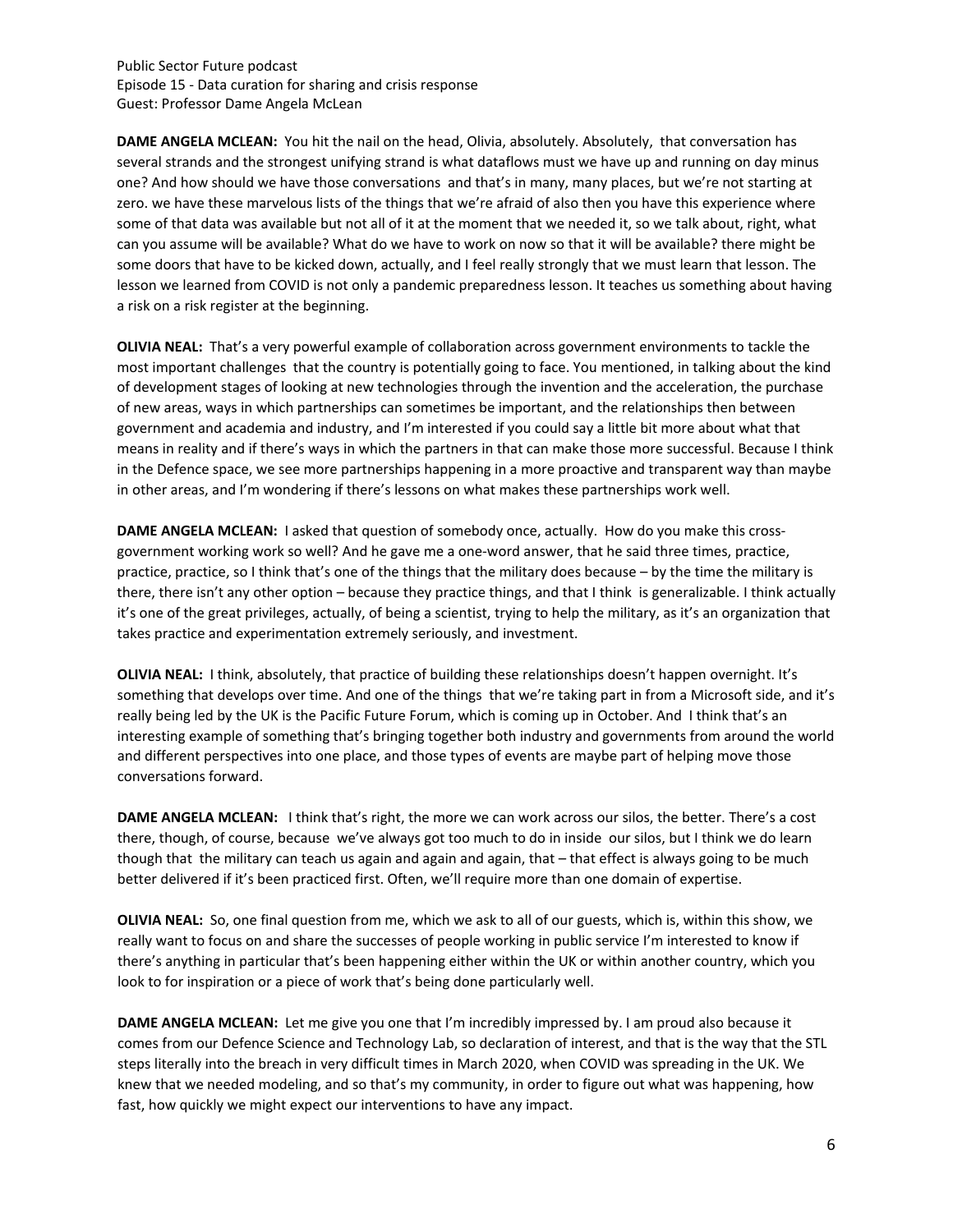**DAME ANGELA MCLEAN:** You hit the nail on the head, Olivia, absolutely. Absolutely, that conversation has several strands and the strongest unifying strand is what dataflows must we have up and running on day minus one? And how should we have those conversations and that's in many, many places, but we're not starting at zero. we have these marvelous lists of the things that we're afraid of also then you have this experience where some of that data was available but not all of it at the moment that we needed it, so we talk about, right, what can you assume will be available? What do we have to work on now so that it will be available? there might be some doors that have to be kicked down, actually, and I feel really strongly that we must learn that lesson. The lesson we learned from COVID is not only a pandemic preparedness lesson. It teaches us something about having a risk on a risk register at the beginning.

**OLIVIA NEAL:** That's a very powerful example of collaboration across government environments to tackle the most important challenges that the country is potentially going to face. You mentioned, in talking about the kind of development stages of looking at new technologies through the invention and the acceleration, the purchase of new areas, ways in which partnerships can sometimes be important, and the relationships then between government and academia and industry, and I'm interested if you could say a little bit more about what that means in reality and if there's ways in which the partners in that can make those more successful. Because I think in the Defence space, we see more partnerships happening in a more proactive and transparent way than maybe in other areas, and I'm wondering if there's lessons on what makes these partnerships work well.

**DAME ANGELA MCLEAN:** I asked that question of somebody once, actually. How do you make this cross-government working work so well? And he gave me a one-word answer, that he said three times, practice, practice, practice, so I think that's one of the things that the military does because – by the time the military is there, there isn't any other option – because they practice things, and that I think is generalizable. I think actually it's one of the great privileges, actually, of being a scientist, trying to help the military, as it's an organization that takes practice and experimentation extremely seriously, and investment.

**OLIVIA NEAL:** I think, absolutely, that practice of building these relationships doesn't happen overnight. It's something that develops over time. And one of the things that we're taking part in from a Microsoft side, and it's really being led by the UK is the Pacific Future Forum, which is coming up in October. And I think that's an interesting example of something that's bringing together both industry and governments from around the world and different perspectives into one place, and those types of events are maybe part of helping move those conversations forward.

**DAME ANGELA MCLEAN:** I think that's right, the more we can work across our silos, the better. There's a cost there, though, of course, because we've always got too much to do in inside our silos, but I think we do learn though that the military can teach us again and again and again, that – that effect is always going to be much better delivered if it's been practiced first. Often, we'll require more than one domain of expertise.

**OLIVIA NEAL:** So, one final question from me, which we ask to all of our guests, which is, within this show, we really want to focus on and share the successes of people working in public service I'm interested to know if there's anything in particular that's been happening either within the UK or within another country, which you look to for inspiration or a piece of work that's being done particularly well.

**DAME ANGELA MCLEAN:** Let me give you one that I'm incredibly impressed by. I am proud also because it comes from our Defence Science and Technology Lab, so declaration of interest, and that is the way that the STL steps literally into the breach in very difficult times in March 2020, when COVID was spreading in the UK. We knew that we needed modeling, and so that's my community, in order to figure out what was happening, how fast, how quickly we might expect our interventions to have any impact.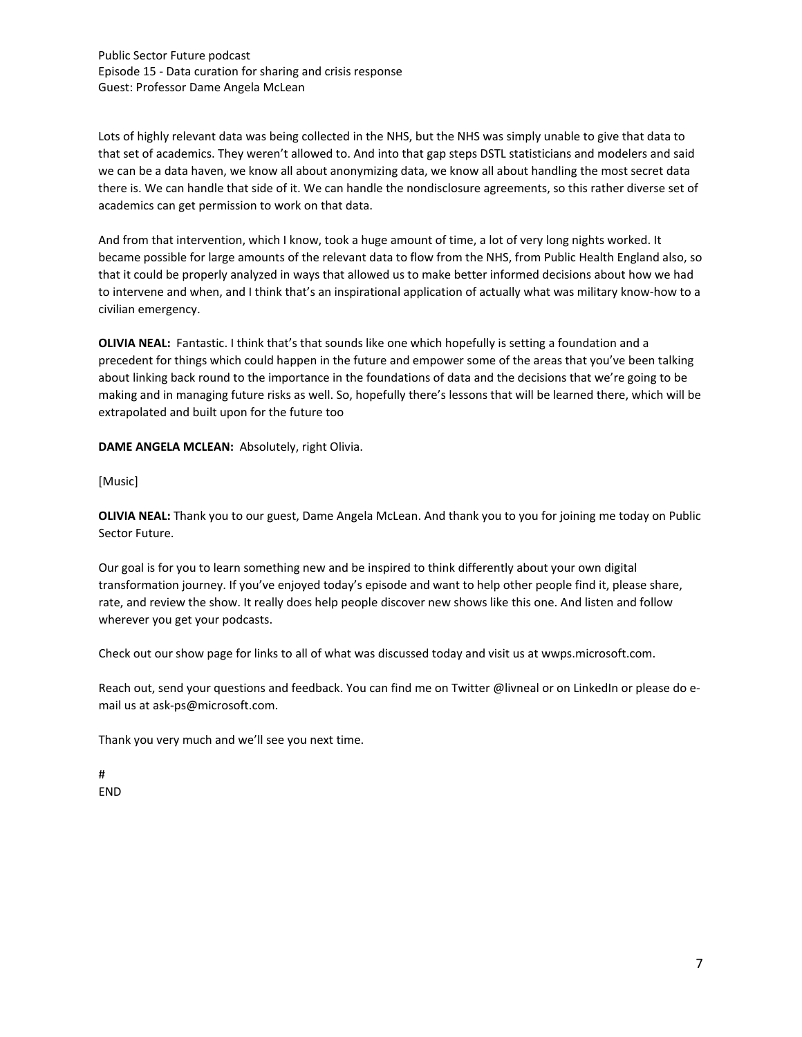Lots of highly relevant data was being collected in the NHS, but the NHS was simply unable to give that data to that set of academics. They weren't allowed to. And into that gap steps DSTL statisticians and modelers and said we can be a data haven, we know all about anonymizing data, we know all about handling the most secret data there is. We can handle that side of it. We can handle the nondisclosure agreements, so this rather diverse set of academics can get permission to work on that data.

And from that intervention, which I know, took a huge amount of time, a lot of very long nights worked. It became possible for large amounts of the relevant data to flow from the NHS, from Public Health England also, so that it could be properly analyzed in ways that allowed us to make better informed decisions about how we had to intervene and when, and I think that's an inspirational application of actually what was military know-how to a civilian emergency.

**OLIVIA NEAL:** Fantastic. I think that's that sounds like one which hopefully is setting a foundation and a precedent for things which could happen in the future and empower some of the areas that you've been talking about linking back round to the importance in the foundations of data and the decisions that we're going to be making and in managing future risks as well. So, hopefully there's lessons that will be learned there, which will be extrapolated and built upon for the future too

**DAME ANGELA MCLEAN:** Absolutely, right Olivia.

[Music]

**OLIVIA NEAL:** Thank you to our guest, Dame Angela McLean. And thank you to you for joining me today on Public Sector Future.

Our goal is for you to learn something new and be inspired to think differently about your own digital transformation journey. If you've enjoyed today's episode and want to help other people find it, please share, rate, and review the show. It really does help people discover new shows like this one. And listen and follow wherever you get your podcasts.

Check out our show page for links to all of what was discussed today and visit us at wwps.microsoft.com.

Reach out, send your questions and feedback. You can find me on Twitter @livneal or on LinkedIn or please do e-mail us at ask-ps@microsoft.com.

Thank you very much and we'll see you next time.

#
END